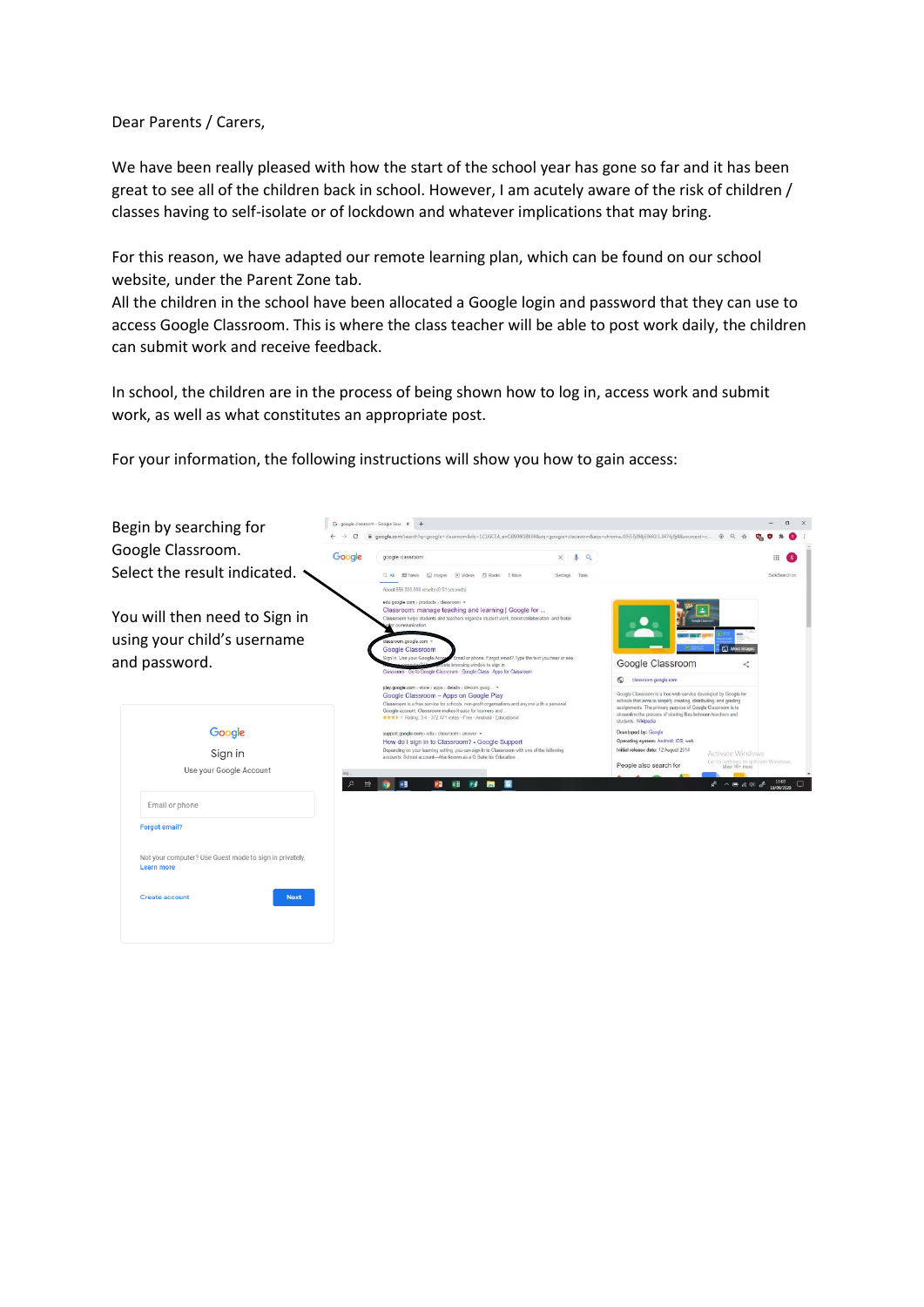Dear Parents / Carers,

We have been really pleased with how the start of the school year has gone so far and it has been great to see all of the children back in school. However, I am acutely aware of the risk of children / classes having to self-isolate or of lockdown and whatever implications that may bring.

For this reason, we have adapted our remote learning plan, which can be found on our school website, under the Parent Zone tab.

All the children in the school have been allocated a Google login and password that they can use to access Google Classroom. This is where the class teacher will be able to post work daily, the children can submit work and receive feedback.

In school, the children are in the process of being shown how to log in, access work and submit work, as well as what constitutes an appropriate post.

For your information, the following instructions will show you how to gain access:

Begin by searching for Google Classroom.
Select the result indicated.

You will then need to Sign in using your child's username and password.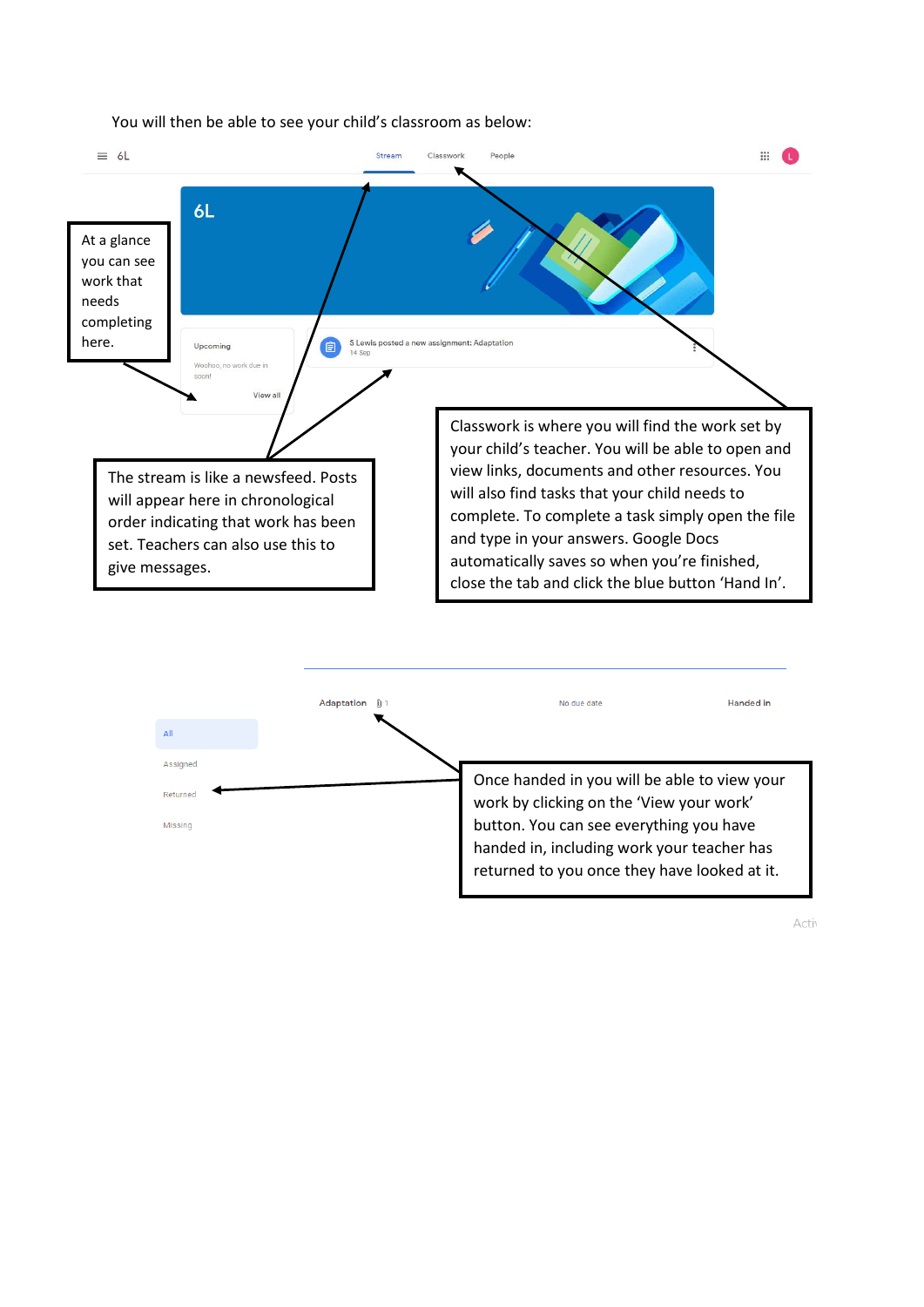You will then be able to see your child's classroom as below:

6L

Stream Classwork People

6L

At a glance you can see work that needs completing here.

Upcoming

Woohoo, no work due in soon!

View all

S Lewis posted a new assignment: Adaptation

14 Sep

The stream is like a newsfeed. Posts will appear here in chronological order indicating that work has been set. Teachers can also use this to give messages.

Classwork is where you will find the work set by your child's teacher. You will be able to open and view links, documents and other resources. You will also find tasks that your child needs to complete. To complete a task simply open the file and type in your answers. Google Docs automatically saves so when you're finished, close the tab and click the blue button 'Hand In'.

Adaptation 1 No due date Handed in

All

Assigned

Returned

Missing

Once handed in you will be able to view your work by clicking on the 'View your work' button. You can see everything you have handed in, including work your teacher has returned to you once they have looked at it.